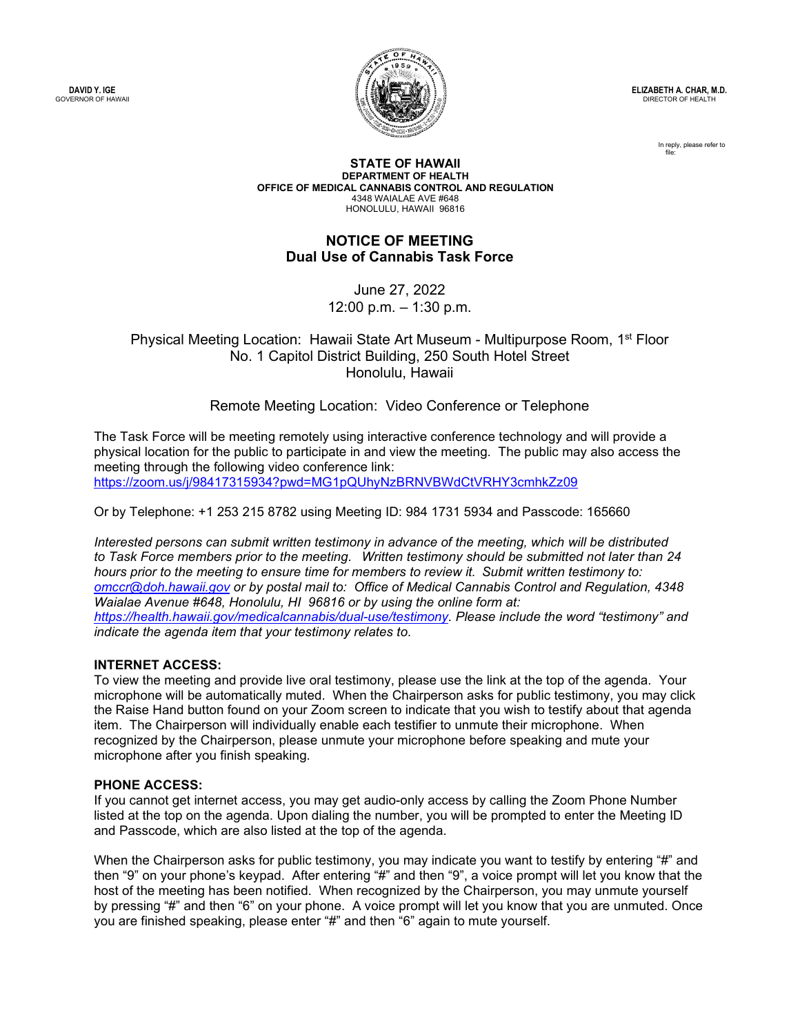**DAVID Y. IGE**
GOVERNOR OF HAWAII

**ELIZABETH A. CHAR, M.D.**
DIRECTOR OF HEALTH

In reply, please refer to file:

**STATE OF HAWAII**
**DEPARTMENT OF HEALTH**
**OFFICE OF MEDICAL CANNABIS CONTROL AND REGULATION**
4348 WAIALAE AVE #648
HONOLULU, HAWAII 96816

# NOTICE OF MEETING
## Dual Use of Cannabis Task Force

June 27, 2022
12:00 p.m. – 1:30 p.m.

Physical Meeting Location: Hawaii State Art Museum - Multipurpose Room, 1st Floor
No. 1 Capitol District Building, 250 South Hotel Street
Honolulu, Hawaii

Remote Meeting Location: Video Conference or Telephone

The Task Force will be meeting remotely using interactive conference technology and will provide a physical location for the public to participate in and view the meeting. The public may also access the meeting through the following video conference link:
https://zoom.us/j/98417315934?pwd=MG1pQUhyNzBRNVBWdCtVRHY3cmhkZz09

Or by Telephone: +1 253 215 8782 using Meeting ID: 984 1731 5934 and Passcode: 165660

*Interested persons can submit written testimony in advance of the meeting, which will be distributed to Task Force members prior to the meeting. Written testimony should be submitted not later than 24 hours prior to the meeting to ensure time for members to review it. Submit written testimony to: omccr@doh.hawaii.gov or by postal mail to: Office of Medical Cannabis Control and Regulation, 4348 Waialae Avenue #648, Honolulu, HI 96816 or by using the online form at: https://health.hawaii.gov/medicalcannabis/dual-use/testimony. Please include the word "testimony" and indicate the agenda item that your testimony relates to.*

**INTERNET ACCESS:**
To view the meeting and provide live oral testimony, please use the link at the top of the agenda. Your microphone will be automatically muted. When the Chairperson asks for public testimony, you may click the Raise Hand button found on your Zoom screen to indicate that you wish to testify about that agenda item. The Chairperson will individually enable each testifier to unmute their microphone. When recognized by the Chairperson, please unmute your microphone before speaking and mute your microphone after you finish speaking.

**PHONE ACCESS:**
If you cannot get internet access, you may get audio-only access by calling the Zoom Phone Number listed at the top on the agenda. Upon dialing the number, you will be prompted to enter the Meeting ID and Passcode, which are also listed at the top of the agenda.

When the Chairperson asks for public testimony, you may indicate you want to testify by entering "#" and then "9" on your phone's keypad. After entering "#" and then "9", a voice prompt will let you know that the host of the meeting has been notified. When recognized by the Chairperson, you may unmute yourself by pressing "#" and then "6" on your phone. A voice prompt will let you know that you are unmuted. Once you are finished speaking, please enter "#" and then "6" again to mute yourself.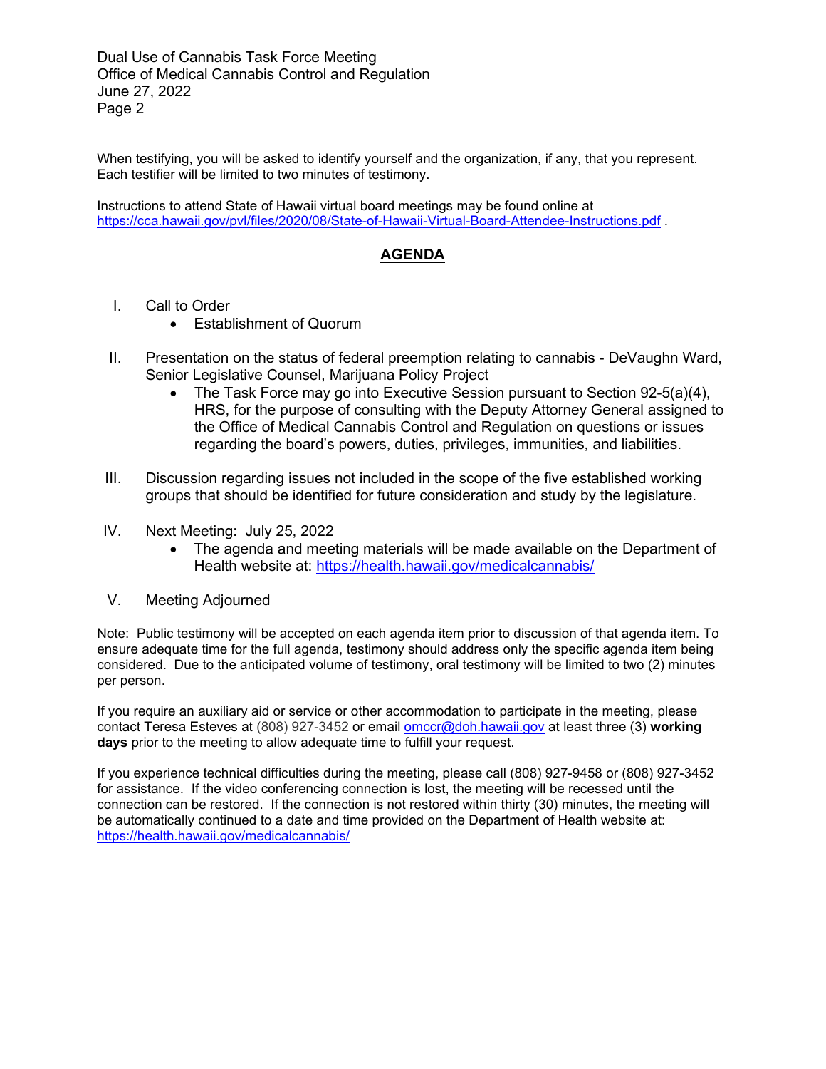When testifying, you will be asked to identify yourself and the organization, if any, that you represent. Each testifier will be limited to two minutes of testimony.

Instructions to attend State of Hawaii virtual board meetings may be found online at https://cca.hawaii.gov/pvl/files/2020/08/State-of-Hawaii-Virtual-Board-Attendee-Instructions.pdf .

## AGENDA

I. Call to Order
   - Establishment of Quorum

II. Presentation on the status of federal preemption relating to cannabis - DeVaughn Ward, Senior Legislative Counsel, Marijuana Policy Project
   - The Task Force may go into Executive Session pursuant to Section 92-5(a)(4), HRS, for the purpose of consulting with the Deputy Attorney General assigned to the Office of Medical Cannabis Control and Regulation on questions or issues regarding the board's powers, duties, privileges, immunities, and liabilities.

III. Discussion regarding issues not included in the scope of the five established working groups that should be identified for future consideration and study by the legislature.

IV. Next Meeting: July 25, 2022
   - The agenda and meeting materials will be made available on the Department of Health website at: https://health.hawaii.gov/medicalcannabis/

V. Meeting Adjourned

Note: Public testimony will be accepted on each agenda item prior to discussion of that agenda item. To ensure adequate time for the full agenda, testimony should address only the specific agenda item being considered. Due to the anticipated volume of testimony, oral testimony will be limited to two (2) minutes per person.

If you require an auxiliary aid or service or other accommodation to participate in the meeting, please contact Teresa Esteves at (808) 927-3452 or email omccr@doh.hawaii.gov at least three (3) **working days** prior to the meeting to allow adequate time to fulfill your request.

If you experience technical difficulties during the meeting, please call (808) 927-9458 or (808) 927-3452 for assistance. If the video conferencing connection is lost, the meeting will be recessed until the connection can be restored. If the connection is not restored within thirty (30) minutes, the meeting will be automatically continued to a date and time provided on the Department of Health website at: https://health.hawaii.gov/medicalcannabis/